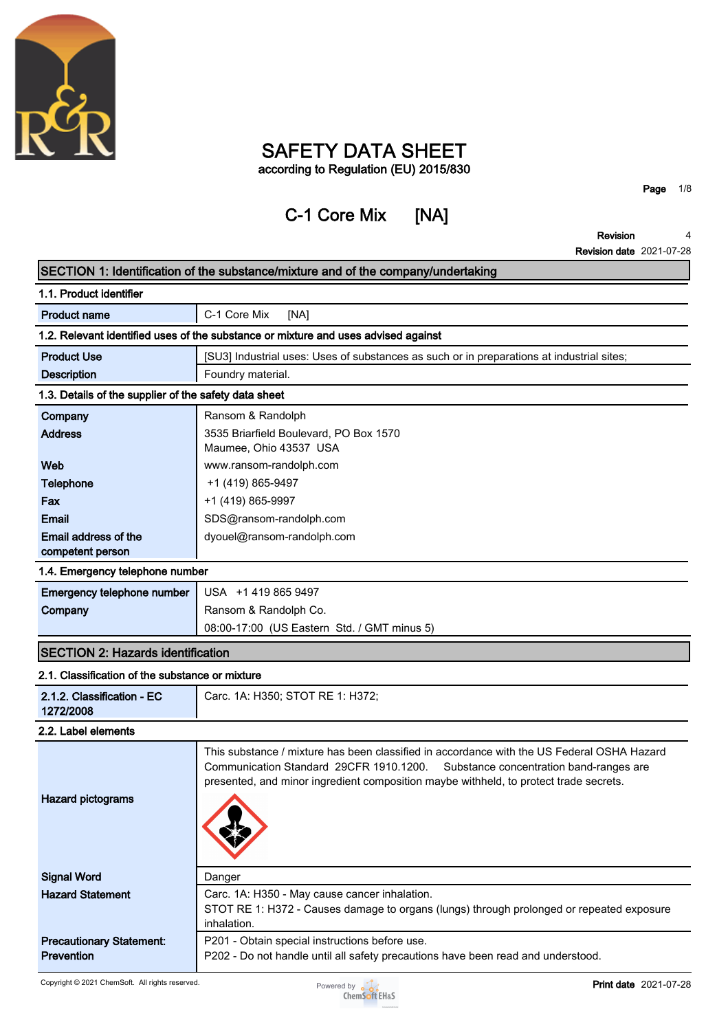# SAFETY DATA SHEET

according to Regulation (EU) 2015/830

## C-1 Core Mix [NA]

**Revision** 4

**Revision date** 2021-07-28

## SECTION 1: Identification of the substance/mixture and of the company/undertaking

### 1.1. Product identifier

| | |
|---|---|
| **Product name** | C-1 Core Mix [NA] |

### 1.2. Relevant identified uses of the substance or mixture and uses advised against

| | |
|---|---|
| **Product Use** | [SU3] Industrial uses: Uses of substances as such or in preparations at industrial sites; |
| **Description** | Foundry material. |

### 1.3. Details of the supplier of the safety data sheet

| | |
|---|---|
| **Company** | Ransom & Randolph |
| **Address** | 3535 Briarfield Boulevard, PO Box 1570<br>Maumee, Ohio 43537 USA |
| **Web** | www.ransom-randolph.com |
| **Telephone** | +1 (419) 865-9497 |
| **Fax** | +1 (419) 865-9997 |
| **Email** | SDS@ransom-randolph.com |
| **Email address of the competent person** | dyouel@ransom-randolph.com |

### 1.4. Emergency telephone number

| | |
|---|---|
| **Emergency telephone number** | USA +1 419 865 9497 |
| **Company** | Ransom & Randolph Co.<br>08:00-17:00 (US Eastern Std. / GMT minus 5) |

## SECTION 2: Hazards identification

### 2.1. Classification of the substance or mixture

| | |
|---|---|
| **2.1.2. Classification - EC 1272/2008** | Carc. 1A: H350; STOT RE 1: H372; |

### 2.2. Label elements

| | |
|---|---|
| **Hazard pictograms** | This substance / mixture has been classified in accordance with the US Federal OSHA Hazard Communication Standard 29CFR 1910.1200. Substance concentration band-ranges are presented, and minor ingredient composition maybe withheld, to protect trade secrets. |
| **Signal Word** | Danger |
| **Hazard Statement** | Carc. 1A: H350 - May cause cancer inhalation.<br>STOT RE 1: H372 - Causes damage to organs (lungs) through prolonged or repeated exposure inhalation. |
| **Precautionary Statement: Prevention** | P201 - Obtain special instructions before use.<br>P202 - Do not handle until all safety precautions have been read and understood. |

Copyright © 2021 ChemSoft. All rights reserved.

**Print date** 2021-07-28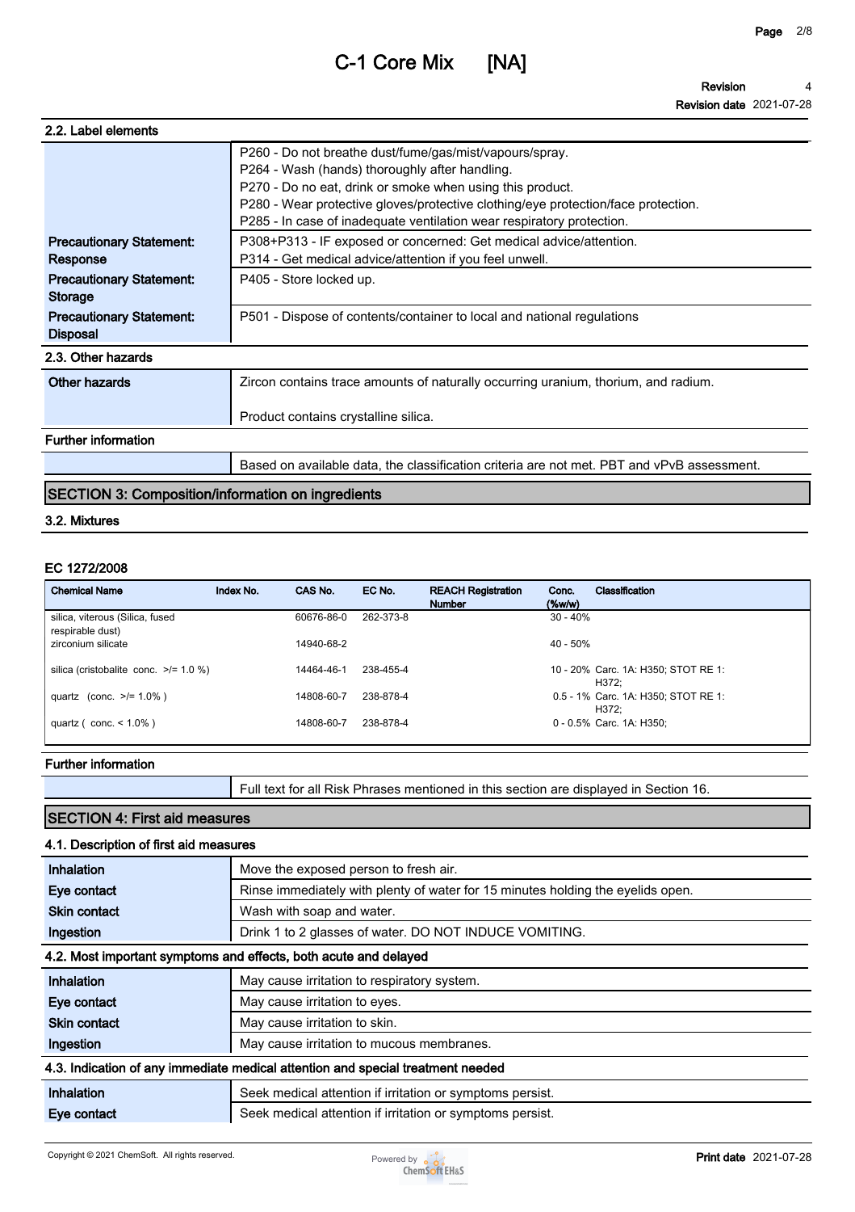### 2.2. Label elements

| | |
|---|---|
| | P260 - Do not breathe dust/fume/gas/mist/vapours/spray.<br>P264 - Wash (hands) thoroughly after handling.<br>P270 - Do no eat, drink or smoke when using this product.<br>P280 - Wear protective gloves/protective clothing/eye protection/face protection.<br>P285 - In case of inadequate ventilation wear respiratory protection. |
| **Precautionary Statement: Response** | P308+P313 - IF exposed or concerned: Get medical advice/attention.<br>P314 - Get medical advice/attention if you feel unwell. |
| **Precautionary Statement: Storage** | P405 - Store locked up. |
| **Precautionary Statement: Disposal** | P501 - Dispose of contents/container to local and national regulations |

### 2.3. Other hazards

| | |
|---|---|
| **Other hazards** | Zircon contains trace amounts of naturally occurring uranium, thorium, and radium.<br><br>Product contains crystalline silica. |

**Further information**

| | |
|---|---|
| | Based on available data, the classification criteria are not met. PBT and vPvB assessment. |

## SECTION 3: Composition/information on ingredients

### 3.2. Mixtures

**EC 1272/2008**

| Chemical Name | Index No. | CAS No. | EC No. | REACH Registration Number | Conc. (%w/w) | Classification |
|---|---|---|---|---|---|---|
| silica, viterous (Silica, fused respirable dust) | | 60676-86-0 | 262-373-8 | | 30 - 40% | |
| zirconium silicate | | 14940-68-2 | | | 40 - 50% | |
| silica (cristobalite conc. >/= 1.0 %) | | 14464-46-1 | 238-455-4 | | 10 - 20% | Carc. 1A: H350; STOT RE 1: H372; |
| quartz (conc. >/= 1.0% ) | | 14808-60-7 | 238-878-4 | | 0.5 - 1% | Carc. 1A: H350; STOT RE 1: H372; |
| quartz ( conc. < 1.0% ) | | 14808-60-7 | 238-878-4 | | 0 - 0.5% | Carc. 1A: H350; |

**Further information**

| | |
|---|---|
| | Full text for all Risk Phrases mentioned in this section are displayed in Section 16. |

## SECTION 4: First aid measures

### 4.1. Description of first aid measures

| | |
|---|---|
| **Inhalation** | Move the exposed person to fresh air. |
| **Eye contact** | Rinse immediately with plenty of water for 15 minutes holding the eyelids open. |
| **Skin contact** | Wash with soap and water. |
| **Ingestion** | Drink 1 to 2 glasses of water. DO NOT INDUCE VOMITING. |

### 4.2. Most important symptoms and effects, both acute and delayed

| | |
|---|---|
| **Inhalation** | May cause irritation to respiratory system. |
| **Eye contact** | May cause irritation to eyes. |
| **Skin contact** | May cause irritation to skin. |
| **Ingestion** | May cause irritation to mucous membranes. |

### 4.3. Indication of any immediate medical attention and special treatment needed

| | |
|---|---|
| **Inhalation** | Seek medical attention if irritation or symptoms persist. |
| **Eye contact** | Seek medical attention if irritation or symptoms persist. |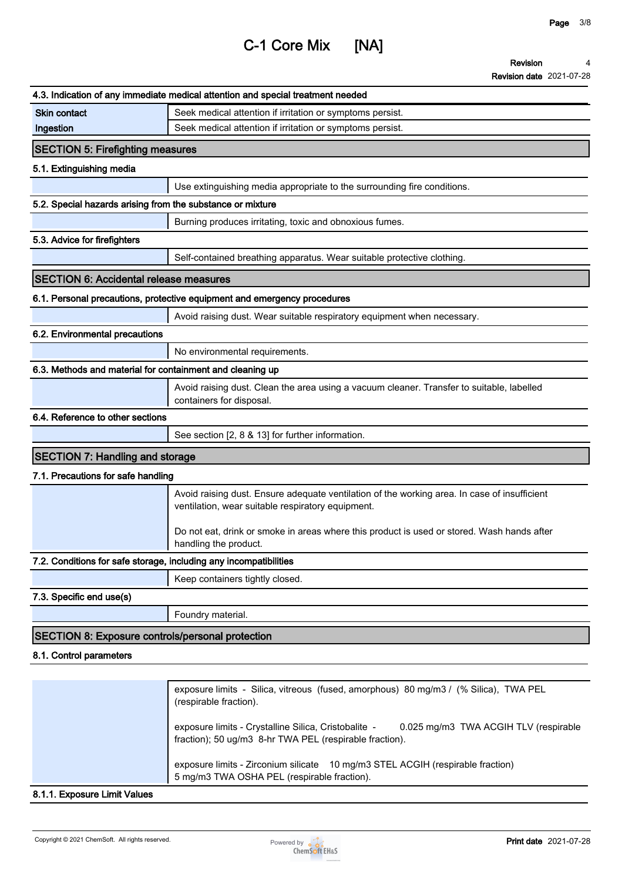### 4.3. Indication of any immediate medical attention and special treatment needed

| | |
|---|---|
| Skin contact | Seek medical attention if irritation or symptoms persist. |
| Ingestion | Seek medical attention if irritation or symptoms persist. |

## SECTION 5: Firefighting measures

### 5.1. Extinguishing media

Use extinguishing media appropriate to the surrounding fire conditions.

### 5.2. Special hazards arising from the substance or mixture

Burning produces irritating, toxic and obnoxious fumes.

### 5.3. Advice for firefighters

Self-contained breathing apparatus. Wear suitable protective clothing.

## SECTION 6: Accidental release measures

### 6.1. Personal precautions, protective equipment and emergency procedures

Avoid raising dust. Wear suitable respiratory equipment when necessary.

### 6.2. Environmental precautions

No environmental requirements.

### 6.3. Methods and material for containment and cleaning up

Avoid raising dust. Clean the area using a vacuum cleaner. Transfer to suitable, labelled containers for disposal.

### 6.4. Reference to other sections

See section [2, 8 & 13] for further information.

## SECTION 7: Handling and storage

### 7.1. Precautions for safe handling

Avoid raising dust. Ensure adequate ventilation of the working area. In case of insufficient ventilation, wear suitable respiratory equipment.

Do not eat, drink or smoke in areas where this product is used or stored. Wash hands after handling the product.

### 7.2. Conditions for safe storage, including any incompatibilities

Keep containers tightly closed.

### 7.3. Specific end use(s)

Foundry material.

## SECTION 8: Exposure controls/personal protection

### 8.1. Control parameters

exposure limits - Silica, vitreous (fused, amorphous) 80 mg/m3 / (% Silica), TWA PEL (respirable fraction).

exposure limits - Crystalline Silica, Cristobalite - 0.025 mg/m3 TWA ACGIH TLV (respirable fraction); 50 ug/m3 8-hr TWA PEL (respirable fraction).

exposure limits - Zirconium silicate 10 mg/m3 STEL ACGIH (respirable fraction) 5 mg/m3 TWA OSHA PEL (respirable fraction).

### 8.1.1. Exposure Limit Values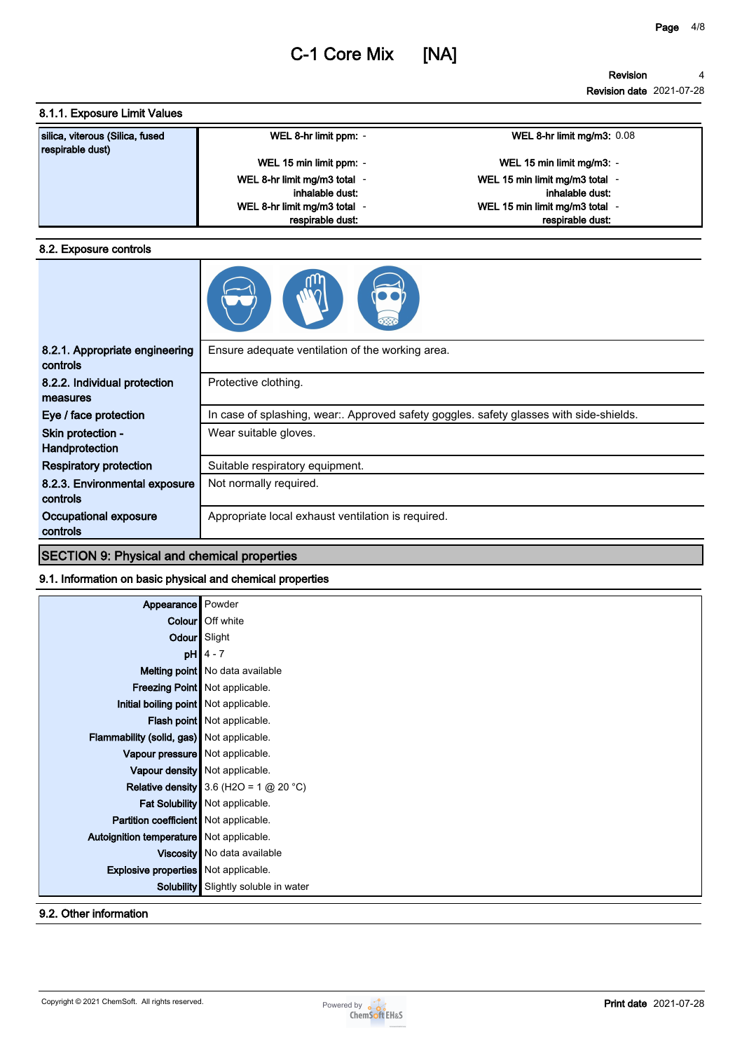# C-1 Core Mix [NA]

**Revision** 4
**Revision date** 2021-07-28

### 8.1.1. Exposure Limit Values

| silica, viterous (Silica, fused respirable dust) | | |
|---|---|---|
| | WEL 8-hr limit ppm: - | WEL 8-hr limit mg/m3: 0.08 |
| | WEL 15 min limit ppm: - | WEL 15 min limit mg/m3: - |
| | WEL 8-hr limit mg/m3 total inhalable dust: - | WEL 15 min limit mg/m3 total inhalable dust: - |
| | WEL 8-hr limit mg/m3 total respirable dust: - | WEL 15 min limit mg/m3 total respirable dust: - |

### 8.2. Exposure controls

| | |
|---|---|
| **8.2.1. Appropriate engineering controls** | Ensure adequate ventilation of the working area. |
| **8.2.2. Individual protection measures** | Protective clothing. |
| **Eye / face protection** | In case of splashing, wear:. Approved safety goggles. safety glasses with side-shields. |
| **Skin protection - Handprotection** | Wear suitable gloves. |
| **Respiratory protection** | Suitable respiratory equipment. |
| **8.2.3. Environmental exposure controls** | Not normally required. |
| **Occupational exposure controls** | Appropriate local exhaust ventilation is required. |

## SECTION 9: Physical and chemical properties

### 9.1. Information on basic physical and chemical properties

| | |
|---|---|
| **Appearance** | Powder |
| **Colour** | Off white |
| **Odour** | Slight |
| **pH** | 4 - 7 |
| **Melting point** | No data available |
| **Freezing Point** | Not applicable. |
| **Initial boiling point** | Not applicable. |
| **Flash point** | Not applicable. |
| **Flammability (solid, gas)** | Not applicable. |
| **Vapour pressure** | Not applicable. |
| **Vapour density** | Not applicable. |
| **Relative density** | 3.6 ($H_2O$ = 1 @ 20 °C) |
| **Fat Solubility** | Not applicable. |
| **Partition coefficient** | Not applicable. |
| **Autoignition temperature** | Not applicable. |
| **Viscosity** | No data available |
| **Explosive properties** | Not applicable. |
| **Solubility** | Slightly soluble in water |

### 9.2. Other information

Copyright © 2021 ChemSoft. All rights reserved.

**Print date** 2021-07-28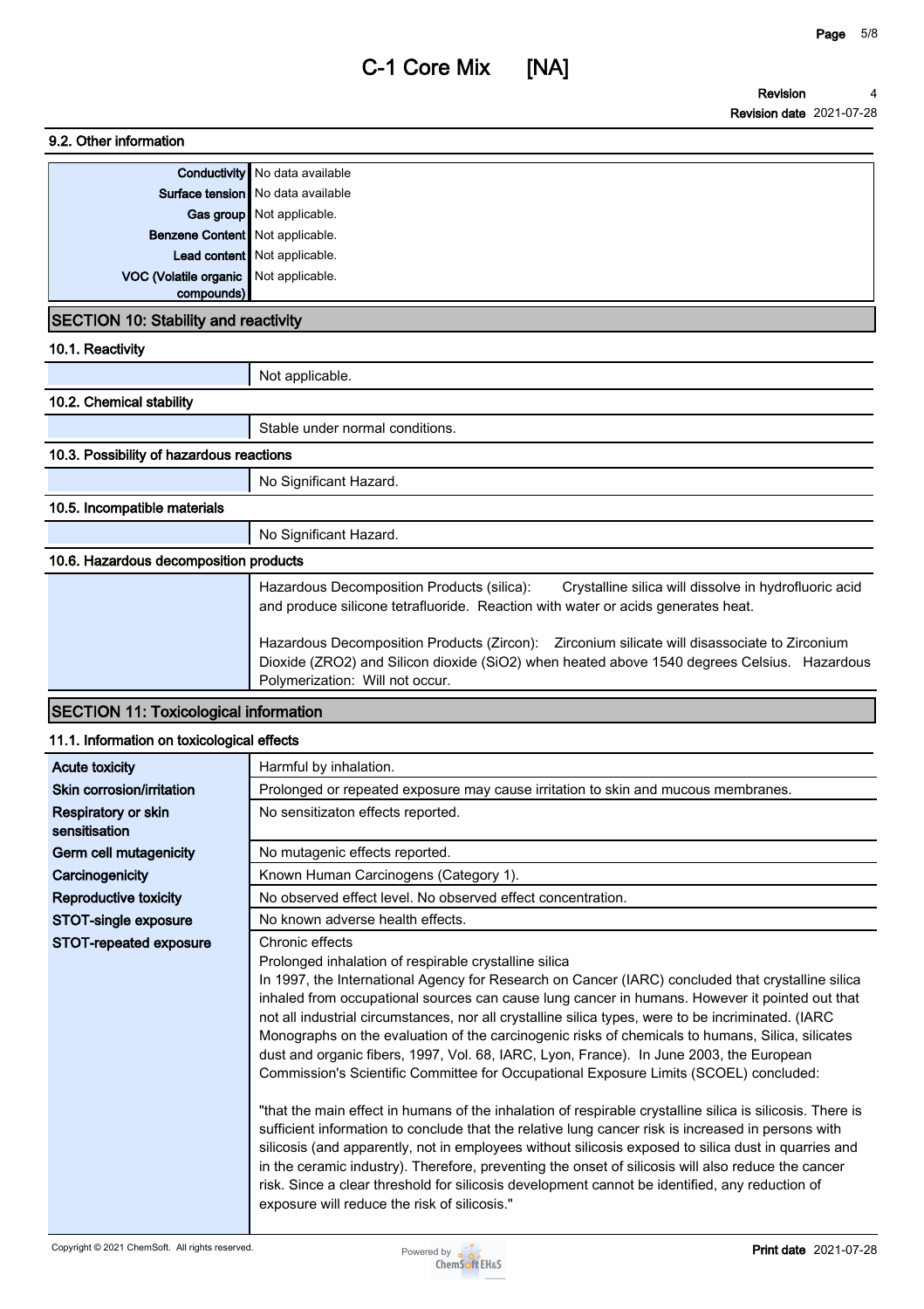### 9.2. Other information

| | |
|---|---|
| Conductivity | No data available |
| Surface tension | No data available |
| Gas group | Not applicable. |
| Benzene Content | Not applicable. |
| Lead content | Not applicable. |
| VOC (Volatile organic compounds) | Not applicable. |

## SECTION 10: Stability and reactivity

### 10.1. Reactivity

Not applicable.

### 10.2. Chemical stability

Stable under normal conditions.

### 10.3. Possibility of hazardous reactions

No Significant Hazard.

### 10.5. Incompatible materials

No Significant Hazard.

### 10.6. Hazardous decomposition products

Hazardous Decomposition Products (silica): Crystalline silica will dissolve in hydrofluoric acid and produce silicone tetrafluoride. Reaction with water or acids generates heat.

Hazardous Decomposition Products (Zircon): Zirconium silicate will disassociate to Zirconium Dioxide (ZRO2) and Silicon dioxide (SiO2) when heated above 1540 degrees Celsius. Hazardous Polymerization: Will not occur.

## SECTION 11: Toxicological information

### 11.1. Information on toxicological effects

| | |
|---|---|
| **Acute toxicity** | Harmful by inhalation. |
| **Skin corrosion/irritation** | Prolonged or repeated exposure may cause irritation to skin and mucous membranes. |
| **Respiratory or skin sensitisation** | No sensitizaton effects reported. |
| **Germ cell mutagenicity** | No mutagenic effects reported. |
| **Carcinogenicity** | Known Human Carcinogens (Category 1). |
| **Reproductive toxicity** | No observed effect level. No observed effect concentration. |
| **STOT-single exposure** | No known adverse health effects. |
| **STOT-repeated exposure** | Chronic effects<br>Prolonged inhalation of respirable crystalline silica<br>In 1997, the International Agency for Research on Cancer (IARC) concluded that crystalline silica inhaled from occupational sources can cause lung cancer in humans. However it pointed out that not all industrial circumstances, nor all crystalline silica types, were to be incriminated. (IARC Monographs on the evaluation of the carcinogenic risks of chemicals to humans, Silica, silicates dust and organic fibers, 1997, Vol. 68, IARC, Lyon, France). In June 2003, the European Commission's Scientific Committee for Occupational Exposure Limits (SCOEL) concluded:<br><br>"that the main effect in humans of the inhalation of respirable crystalline silica is silicosis. There is sufficient information to conclude that the relative lung cancer risk is increased in persons with silicosis (and apparently, not in employees without silicosis exposed to silica dust in quarries and in the ceramic industry). Therefore, preventing the onset of silicosis will also reduce the cancer risk. Since a clear threshold for silicosis development cannot be identified, any reduction of exposure will reduce the risk of silicosis." |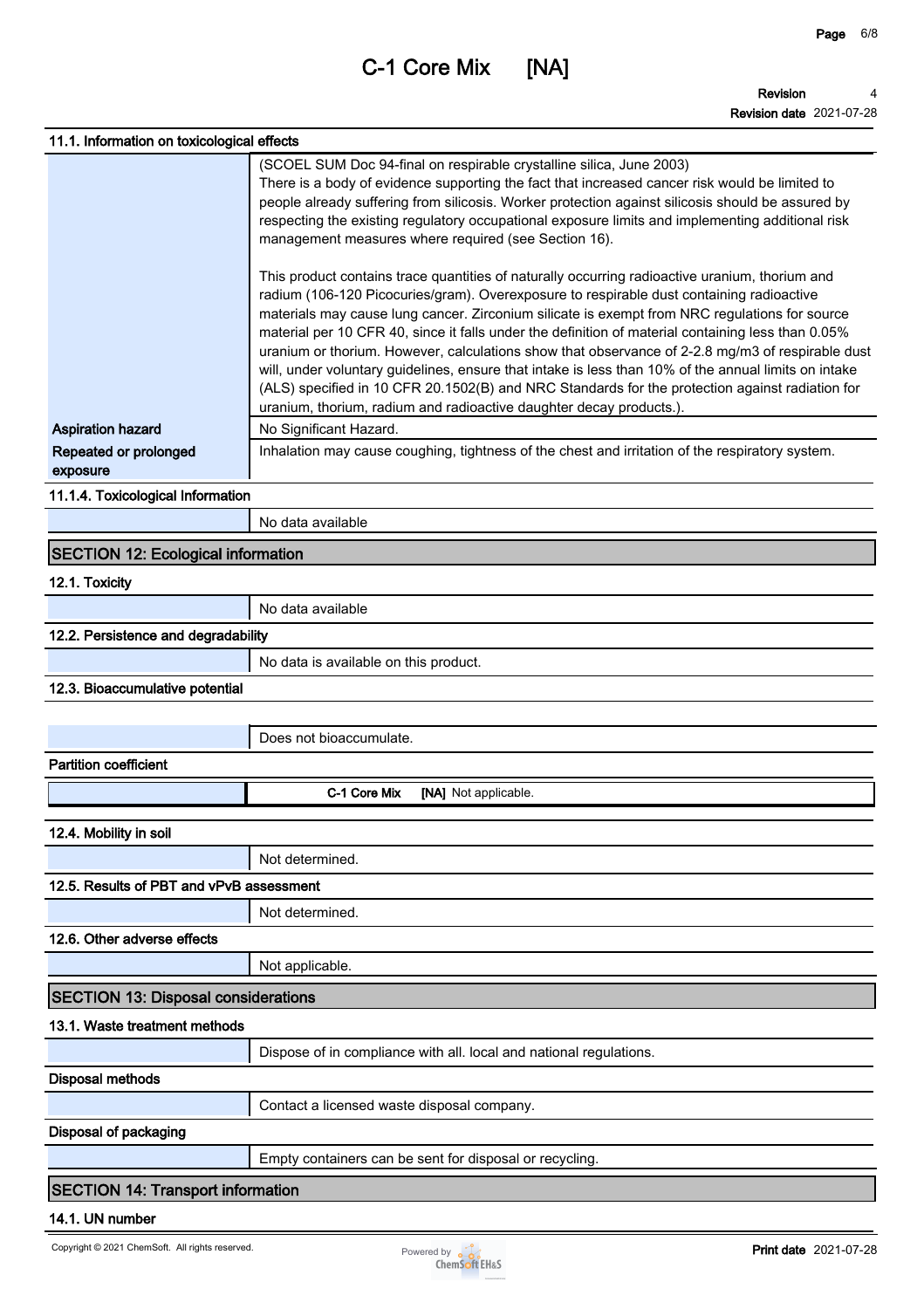### 11.1. Information on toxicological effects

| | |
|---|---|
| | (SCOEL SUM Doc 94-final on respirable crystalline silica, June 2003) There is a body of evidence supporting the fact that increased cancer risk would be limited to people already suffering from silicosis. Worker protection against silicosis should be assured by respecting the existing regulatory occupational exposure limits and implementing additional risk management measures where required (see Section 16).<br><br>This product contains trace quantities of naturally occurring radioactive uranium, thorium and radium (106-120 Picocuries/gram). Overexposure to respirable dust containing radioactive materials may cause lung cancer. Zirconium silicate is exempt from NRC regulations for source material per 10 CFR 40, since it falls under the definition of material containing less than 0.05% uranium or thorium. However, calculations show that observance of 2-2.8 mg/m3 of respirable dust will, under voluntary guidelines, ensure that intake is less than 10% of the annual limits on intake (ALS) specified in 10 CFR 20.1502(B) and NRC Standards for the protection against radiation for uranium, thorium, radium and radioactive daughter decay products.). |
| **Aspiration hazard** | No Significant Hazard. |
| **Repeated or prolonged exposure** | Inhalation may cause coughing, tightness of the chest and irritation of the respiratory system. |

### 11.1.4. Toxicological Information

No data available

## SECTION 12: Ecological information

### 12.1. Toxicity

No data available

### 12.2. Persistence and degradability

No data is available on this product.

### 12.3. Bioaccumulative potential

Does not bioaccumulate.

**Partition coefficient**

| | |
|---|---|
| | **C-1 Core Mix [NA]** Not applicable. |

### 12.4. Mobility in soil

Not determined.

### 12.5. Results of PBT and vPvB assessment

Not determined.

### 12.6. Other adverse effects

Not applicable.

## SECTION 13: Disposal considerations

### 13.1. Waste treatment methods

Dispose of in compliance with all. local and national regulations.

**Disposal methods**

Contact a licensed waste disposal company.

**Disposal of packaging**

Empty containers can be sent for disposal or recycling.

## SECTION 14: Transport information

### 14.1. UN number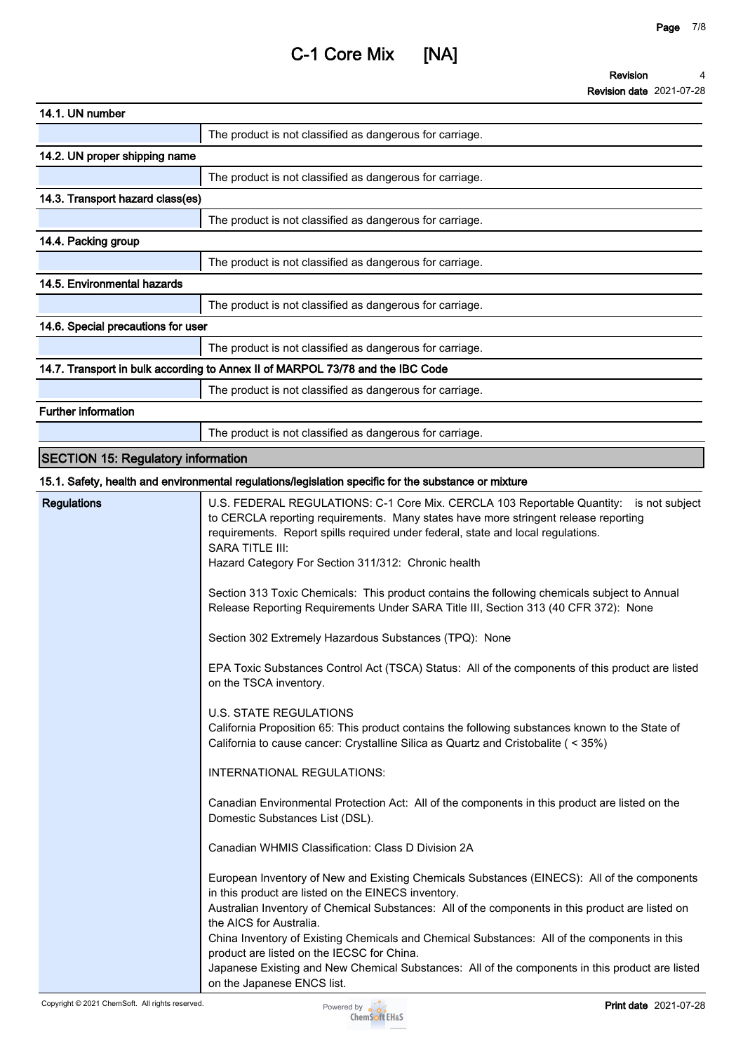### 14.1. UN number

| | |
|---|---|
| | The product is not classified as dangerous for carriage. |

### 14.2. UN proper shipping name

| | |
|---|---|
| | The product is not classified as dangerous for carriage. |

### 14.3. Transport hazard class(es)

| | |
|---|---|
| | The product is not classified as dangerous for carriage. |

### 14.4. Packing group

| | |
|---|---|
| | The product is not classified as dangerous for carriage. |

### 14.5. Environmental hazards

| | |
|---|---|
| | The product is not classified as dangerous for carriage. |

### 14.6. Special precautions for user

| | |
|---|---|
| | The product is not classified as dangerous for carriage. |

### 14.7. Transport in bulk according to Annex II of MARPOL 73/78 and the IBC Code

| | |
|---|---|
| | The product is not classified as dangerous for carriage. |

### Further information

| | |
|---|---|
| | The product is not classified as dangerous for carriage. |

## SECTION 15: Regulatory information

### 15.1. Safety, health and environmental regulations/legislation specific for the substance or mixture

**Regulations**

U.S. FEDERAL REGULATIONS: C-1 Core Mix. CERCLA 103 Reportable Quantity: is not subject to CERCLA reporting requirements. Many states have more stringent release reporting requirements. Report spills required under federal, state and local regulations.
SARA TITLE III:
Hazard Category For Section 311/312: Chronic health

Section 313 Toxic Chemicals: This product contains the following chemicals subject to Annual Release Reporting Requirements Under SARA Title III, Section 313 (40 CFR 372): None

Section 302 Extremely Hazardous Substances (TPQ): None

EPA Toxic Substances Control Act (TSCA) Status: All of the components of this product are listed on the TSCA inventory.

U.S. STATE REGULATIONS
California Proposition 65: This product contains the following substances known to the State of California to cause cancer: Crystalline Silica as Quartz and Cristobalite ( < 35%)

INTERNATIONAL REGULATIONS:

Canadian Environmental Protection Act: All of the components in this product are listed on the Domestic Substances List (DSL).

Canadian WHMIS Classification: Class D Division 2A

European Inventory of New and Existing Chemicals Substances (EINECS): All of the components in this product are listed on the EINECS inventory.
Australian Inventory of Chemical Substances: All of the components in this product are listed on the AICS for Australia.
China Inventory of Existing Chemicals and Chemical Substances: All of the components in this product are listed on the IECSC for China.
Japanese Existing and New Chemical Substances: All of the components in this product are listed on the Japanese ENCS list.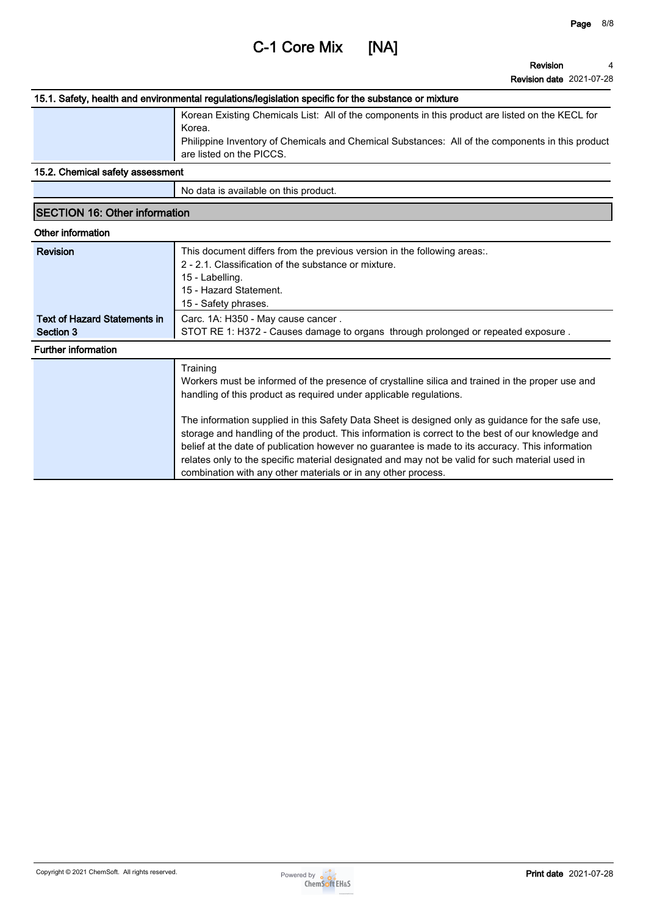#### 15.1. Safety, health and environmental regulations/legislation specific for the substance or mixture

| | |
|---|---|
| | Korean Existing Chemicals List: All of the components in this product are listed on the KECL for Korea.<br>Philippine Inventory of Chemicals and Chemical Substances: All of the components in this product are listed on the PICCS. |

#### 15.2. Chemical safety assessment

| | |
|---|---|
| | No data is available on this product. |

## SECTION 16: Other information

### Other information

| | |
|---|---|
| **Revision** | This document differs from the previous version in the following areas:.<br>2 - 2.1. Classification of the substance or mixture.<br>15 - Labelling.<br>15 - Hazard Statement.<br>15 - Safety phrases. |
| **Text of Hazard Statements in Section 3** | Carc. 1A: H350 - May cause cancer .<br>STOT RE 1: H372 - Causes damage to organs through prolonged or repeated exposure . |

### Further information

| | |
|---|---|
| | Training<br>Workers must be informed of the presence of crystalline silica and trained in the proper use and handling of this product as required under applicable regulations.<br><br>The information supplied in this Safety Data Sheet is designed only as guidance for the safe use, storage and handling of the product. This information is correct to the best of our knowledge and belief at the date of publication however no guarantee is made to its accuracy. This information relates only to the specific material designated and may not be valid for such material used in combination with any other materials or in any other process. |